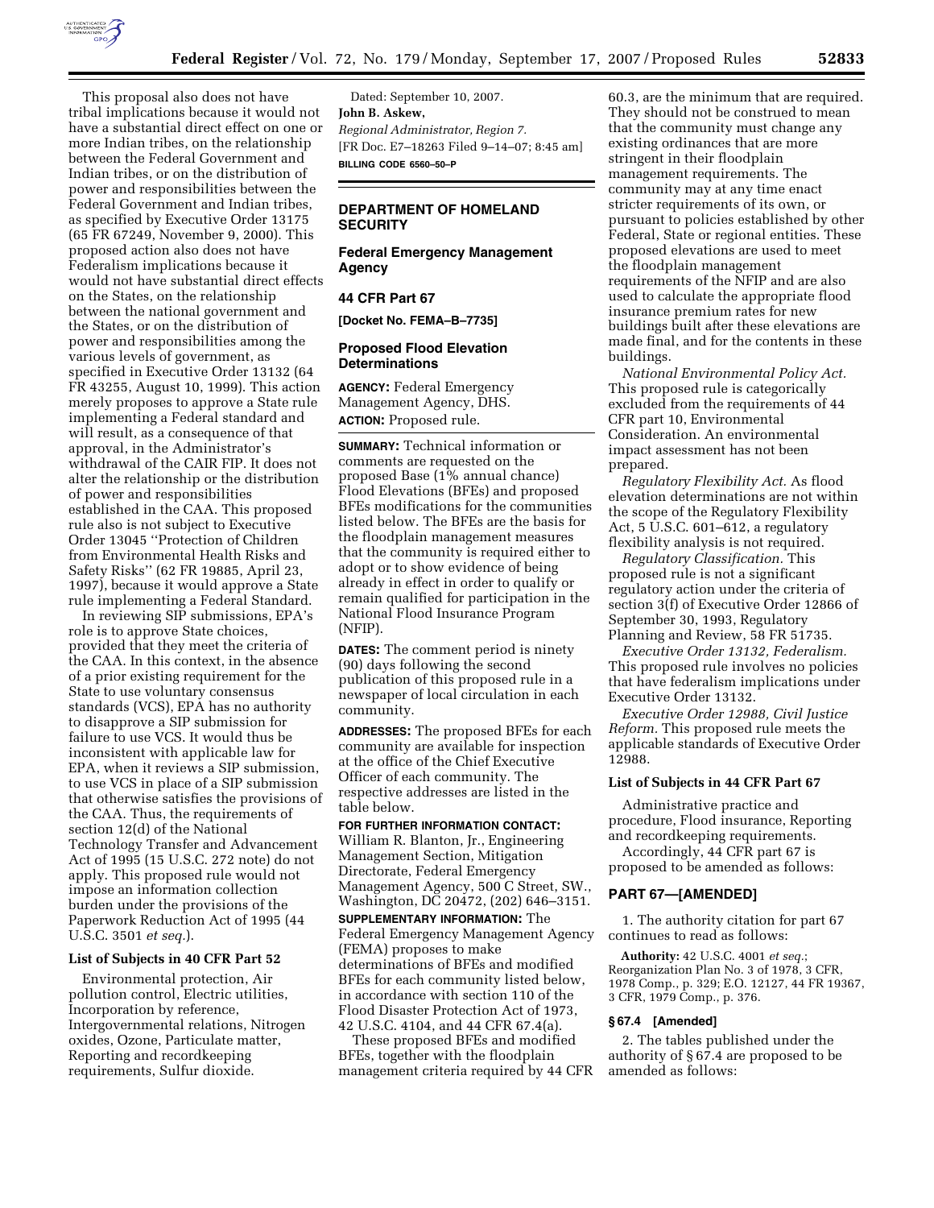This proposal also does not have tribal implications because it would not have a substantial direct effect on one or more Indian tribes, on the relationship between the Federal Government and Indian tribes, or on the distribution of power and responsibilities between the Federal Government and Indian tribes, as specified by Executive Order 13175 (65 FR 67249, November 9, 2000). This proposed action also does not have Federalism implications because it would not have substantial direct effects on the States, on the relationship between the national government and the States, or on the distribution of power and responsibilities among the various levels of government, as specified in Executive Order 13132 (64 FR 43255, August 10, 1999). This action merely proposes to approve a State rule implementing a Federal standard and will result, as a consequence of that approval, in the Administrator's withdrawal of the CAIR FIP. It does not alter the relationship or the distribution of power and responsibilities established in the CAA. This proposed rule also is not subject to Executive Order 13045 "Protection of Children from Environmental Health Risks and Safety Risks" (62 FR 19885, April 23, 1997), because it would approve a State rule implementing a Federal Standard.

In reviewing SIP submissions, EPA's role is to approve State choices, provided that they meet the criteria of the CAA. In this context, in the absence of a prior existing requirement for the State to use voluntary consensus standards (VCS), EPA has no authority to disapprove a SIP submission for failure to use VCS. It would thus be inconsistent with applicable law for EPA, when it reviews a SIP submission, to use VCS in place of a SIP submission that otherwise satisfies the provisions of the CAA. Thus, the requirements of section 12(d) of the National Technology Transfer and Advancement Act of 1995 (15 U.S.C. 272 note) do not apply. This proposed rule would not impose an information collection burden under the provisions of the Paperwork Reduction Act of 1995 (44 U.S.C. 3501 *et seq.*).

### List of Subjects in 40 CFR Part 52

Environmental protection, Air pollution control, Electric utilities, Incorporation by reference, Intergovernmental relations, Nitrogen oxides, Ozone, Particulate matter, Reporting and recordkeeping requirements, Sulfur dioxide.

Dated: September 10, 2007.

**John B. Askew,**

*Regional Administrator, Region 7.*

[FR Doc. E7–18263 Filed 9–14–07; 8:45 am]

**BILLING CODE 6560–50–P**

## DEPARTMENT OF HOMELAND SECURITY

## Federal Emergency Management Agency

## 44 CFR Part 67

**[Docket No. FEMA–B–7735]**

## Proposed Flood Elevation Determinations

**AGENCY:** Federal Emergency Management Agency, DHS.

**ACTION:** Proposed rule.

**SUMMARY:** Technical information or comments are requested on the proposed Base (1% annual chance) Flood Elevations (BFEs) and proposed BFEs modifications for the communities listed below. The BFEs are the basis for the floodplain management measures that the community is required either to adopt or to show evidence of being already in effect in order to qualify or remain qualified for participation in the National Flood Insurance Program (NFIP).

**DATES:** The comment period is ninety (90) days following the second publication of this proposed rule in a newspaper of local circulation in each community.

**ADDRESSES:** The proposed BFEs for each community are available for inspection at the office of the Chief Executive Officer of each community. The respective addresses are listed in the table below.

**FOR FURTHER INFORMATION CONTACT:** William R. Blanton, Jr., Engineering Management Section, Mitigation Directorate, Federal Emergency Management Agency, 500 C Street, SW., Washington, DC 20472, (202) 646–3151.

**SUPPLEMENTARY INFORMATION:** The Federal Emergency Management Agency (FEMA) proposes to make determinations of BFEs and modified BFEs for each community listed below, in accordance with section 110 of the Flood Disaster Protection Act of 1973, 42 U.S.C. 4104, and 44 CFR 67.4(a).

These proposed BFEs and modified BFEs, together with the floodplain management criteria required by 44 CFR 60.3, are the minimum that are required. They should not be construed to mean that the community must change any existing ordinances that are more stringent in their floodplain management requirements. The community may at any time enact stricter requirements of its own, or pursuant to policies established by other Federal, State or regional entities. These proposed elevations are used to meet the floodplain management requirements of the NFIP and are also used to calculate the appropriate flood insurance premium rates for new buildings built after these elevations are made final, and for the contents in these buildings.

*National Environmental Policy Act.* This proposed rule is categorically excluded from the requirements of 44 CFR part 10, Environmental Consideration. An environmental impact assessment has not been prepared.

*Regulatory Flexibility Act.* As flood elevation determinations are not within the scope of the Regulatory Flexibility Act, 5 U.S.C. 601–612, a regulatory flexibility analysis is not required.

*Regulatory Classification.* This proposed rule is not a significant regulatory action under the criteria of section 3(f) of Executive Order 12866 of September 30, 1993, Regulatory Planning and Review, 58 FR 51735.

*Executive Order 13132, Federalism.* This proposed rule involves no policies that have federalism implications under Executive Order 13132.

*Executive Order 12988, Civil Justice Reform.* This proposed rule meets the applicable standards of Executive Order 12988.

### List of Subjects in 44 CFR Part 67

Administrative practice and procedure, Flood insurance, Reporting and recordkeeping requirements.

Accordingly, 44 CFR part 67 is proposed to be amended as follows:

## PART 67—[AMENDED]

1. The authority citation for part 67 continues to read as follows:

**Authority:** 42 U.S.C. 4001 *et seq.*; Reorganization Plan No. 3 of 1978, 3 CFR, 1978 Comp., p. 329; E.O. 12127, 44 FR 19367, 3 CFR, 1979 Comp., p. 376.

### § 67.4 [Amended]

2. The tables published under the authority of § 67.4 are proposed to be amended as follows: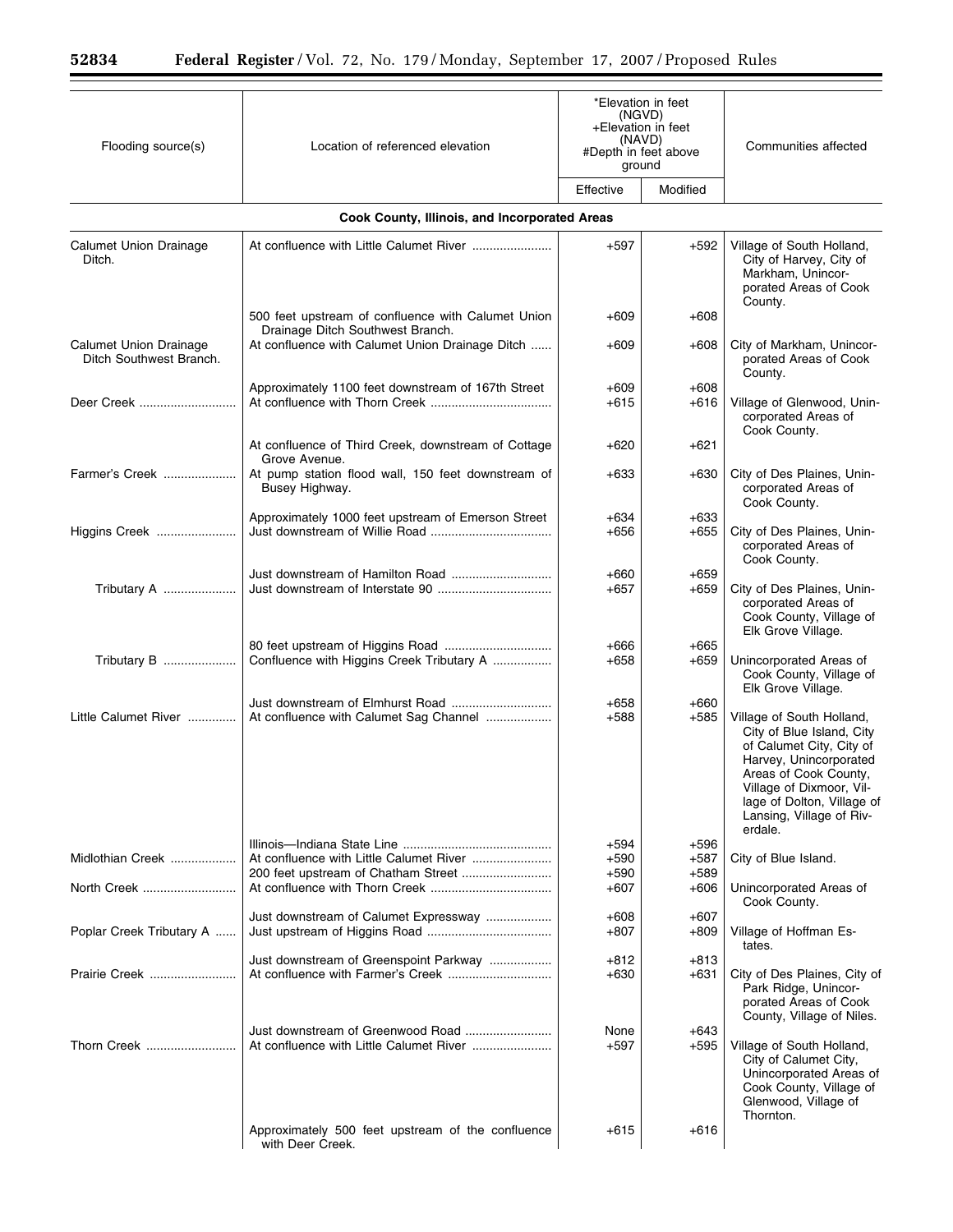| Flooding source(s) | Location of referenced elevation | *Elevation in feet (NGVD) +Elevation in feet (NAVD) #Depth in feet above ground | | Communities affected |
|---|---|---|---|---|
| | | Effective | Modified | |
| **Cook County, Illinois, and Incorporated Areas** | | | | |
| Calumet Union Drainage Ditch. | At confluence with Little Calumet River | +597 | +592 | Village of South Holland, City of Harvey, City of Markham, Unincorporated Areas of Cook County. |
| | 500 feet upstream of confluence with Calumet Union Drainage Ditch Southwest Branch. | +609 | +608 | |
| Calumet Union Drainage Ditch Southwest Branch. | At confluence with Calumet Union Drainage Ditch | +609 | +608 | City of Markham, Unincorporated Areas of Cook County. |
| | Approximately 1100 feet downstream of 167th Street | +609 | +608 | |
| Deer Creek | At confluence with Thorn Creek | +615 | +616 | Village of Glenwood, Unincorporated Areas of Cook County. |
| | At confluence of Third Creek, downstream of Cottage Grove Avenue. | +620 | +621 | |
| Farmer's Creek | At pump station flood wall, 150 feet downstream of Busey Highway. | +633 | +630 | City of Des Plaines, Unincorporated Areas of Cook County. |
| | Approximately 1000 feet upstream of Emerson Street | +634 | +633 | |
| Higgins Creek | Just downstream of Willie Road | +656 | +655 | City of Des Plaines, Unincorporated Areas of Cook County. |
| | Just downstream of Hamilton Road | +660 | +659 | |
| Tributary A | Just downstream of Interstate 90 | +657 | +659 | City of Des Plaines, Unincorporated Areas of Cook County, Village of Elk Grove Village. |
| | 80 feet upstream of Higgins Road | +666 | +665 | |
| Tributary B | Confluence with Higgins Creek Tributary A | +658 | +659 | Unincorporated Areas of Cook County, Village of Elk Grove Village. |
| | Just downstream of Elmhurst Road | +658 | +660 | |
| Little Calumet River | At confluence with Calumet Sag Channel | +588 | +585 | Village of South Holland, City of Blue Island, City of Calumet City, City of Harvey, Unincorporated Areas of Cook County, Village of Dixmoor, Village of Dolton, Village of Lansing, Village of Riverdale. |
| | Illinois—Indiana State Line | +594 | +596 | |
| Midlothian Creek | At confluence with Little Calumet River | +590 | +587 | City of Blue Island. |
| | 200 feet upstream of Chatham Street | +590 | +589 | |
| North Creek | At confluence with Thorn Creek | +607 | +606 | Unincorporated Areas of Cook County. |
| | Just downstream of Calumet Expressway | +608 | +607 | |
| Poplar Creek Tributary A | Just upstream of Higgins Road | +807 | +809 | Village of Hoffman Estates. |
| | Just downstream of Greenspoint Parkway | +812 | +813 | |
| Prairie Creek | At confluence with Farmer's Creek | +630 | +631 | City of Des Plaines, City of Park Ridge, Unincorporated Areas of Cook County, Village of Niles. |
| | Just downstream of Greenwood Road | None | +643 | |
| Thorn Creek | At confluence with Little Calumet River | +597 | +595 | Village of South Holland, City of Calumet City, Unincorporated Areas of Cook County, Village of Glenwood, Village of Thornton. |
| | Approximately 500 feet upstream of the confluence with Deer Creek. | +615 | +616 | |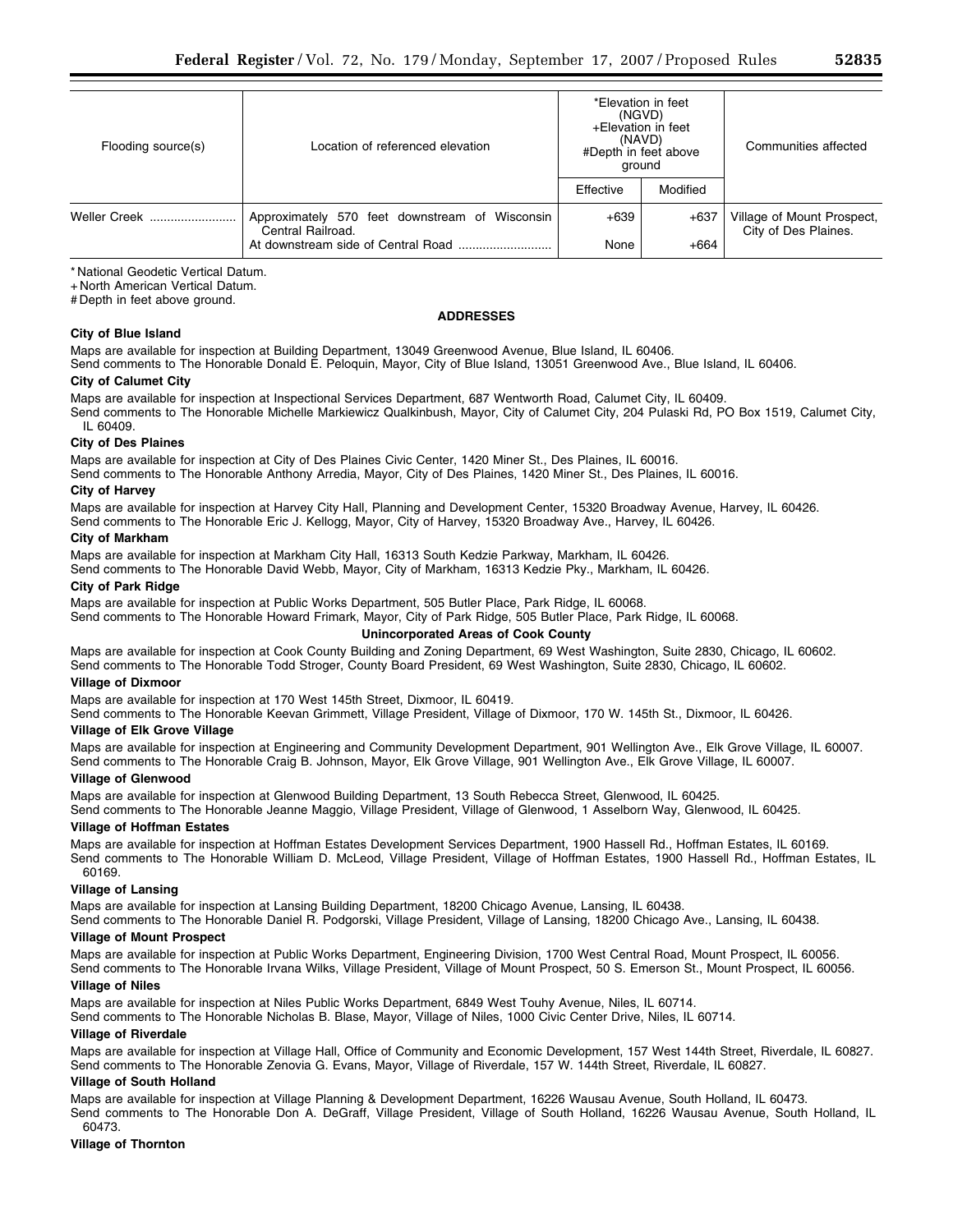| Flooding source(s) | Location of referenced elevation | *Elevation in feet (NGVD) +Elevation in feet (NAVD) #Depth in feet above ground | | Communities affected |
|---|---|---|---|---|
| | | Effective | Modified | |
| Weller Creek | Approximately 570 feet downstream of Wisconsin Central Railroad. | +639 | +637 | Village of Mount Prospect, City of Des Plaines. |
| | At downstream side of Central Road | None | +664 | |

\* National Geodetic Vertical Datum.
+ North American Vertical Datum.
# Depth in feet above ground.

**ADDRESSES**

**City of Blue Island**

Maps are available for inspection at Building Department, 13049 Greenwood Avenue, Blue Island, IL 60406.
Send comments to The Honorable Donald E. Peloquin, Mayor, City of Blue Island, 13051 Greenwood Ave., Blue Island, IL 60406.

**City of Calumet City**

Maps are available for inspection at Inspectional Services Department, 687 Wentworth Road, Calumet City, IL 60409.
Send comments to The Honorable Michelle Markiewicz Qualkinbush, Mayor, City of Calumet City, 204 Pulaski Rd, PO Box 1519, Calumet City, IL 60409.

**City of Des Plaines**

Maps are available for inspection at City of Des Plaines Civic Center, 1420 Miner St., Des Plaines, IL 60016.
Send comments to The Honorable Anthony Arredia, Mayor, City of Des Plaines, 1420 Miner St., Des Plaines, IL 60016.

**City of Harvey**

Maps are available for inspection at Harvey City Hall, Planning and Development Center, 15320 Broadway Avenue, Harvey, IL 60426.
Send comments to The Honorable Eric J. Kellogg, Mayor, City of Harvey, 15320 Broadway Ave., Harvey, IL 60426.

**City of Markham**

Maps are available for inspection at Markham City Hall, 16313 South Kedzie Parkway, Markham, IL 60426.
Send comments to The Honorable David Webb, Mayor, City of Markham, 16313 Kedzie Pky., Markham, IL 60426.

**City of Park Ridge**

Maps are available for inspection at Public Works Department, 505 Butler Place, Park Ridge, IL 60068.
Send comments to The Honorable Howard Frimark, Mayor, City of Park Ridge, 505 Butler Place, Park Ridge, IL 60068.

**Unincorporated Areas of Cook County**

Maps are available for inspection at Cook County Building and Zoning Department, 69 West Washington, Suite 2830, Chicago, IL 60602.
Send comments to The Honorable Todd Stroger, County Board President, 69 West Washington, Suite 2830, Chicago, IL 60602.

**Village of Dixmoor**

Maps are available for inspection at 170 West 145th Street, Dixmoor, IL 60419.
Send comments to The Honorable Keevan Grimmett, Village President, Village of Dixmoor, 170 W. 145th St., Dixmoor, IL 60426.

**Village of Elk Grove Village**

Maps are available for inspection at Engineering and Community Development Department, 901 Wellington Ave., Elk Grove Village, IL 60007.
Send comments to The Honorable Craig B. Johnson, Mayor, Elk Grove Village, 901 Wellington Ave., Elk Grove Village, IL 60007.

**Village of Glenwood**

Maps are available for inspection at Glenwood Building Department, 13 South Rebecca Street, Glenwood, IL 60425.
Send comments to The Honorable Jeanne Maggio, Village President, Village of Glenwood, 1 Asselborn Way, Glenwood, IL 60425.

**Village of Hoffman Estates**

Maps are available for inspection at Hoffman Estates Development Services Department, 1900 Hassell Rd., Hoffman Estates, IL 60169.
Send comments to The Honorable William D. McLeod, Village President, Village of Hoffman Estates, 1900 Hassell Rd., Hoffman Estates, IL 60169.

**Village of Lansing**

Maps are available for inspection at Lansing Building Department, 18200 Chicago Avenue, Lansing, IL 60438.
Send comments to The Honorable Daniel R. Podgorski, Village President, Village of Lansing, 18200 Chicago Ave., Lansing, IL 60438.

**Village of Mount Prospect**

Maps are available for inspection at Public Works Department, Engineering Division, 1700 West Central Road, Mount Prospect, IL 60056.
Send comments to The Honorable Irvana Wilks, Village President, Village of Mount Prospect, 50 S. Emerson St., Mount Prospect, IL 60056.

**Village of Niles**

Maps are available for inspection at Niles Public Works Department, 6849 West Touhy Avenue, Niles, IL 60714.
Send comments to The Honorable Nicholas B. Blase, Mayor, Village of Niles, 1000 Civic Center Drive, Niles, IL 60714.

**Village of Riverdale**

Maps are available for inspection at Village Hall, Office of Community and Economic Development, 157 West 144th Street, Riverdale, IL 60827.
Send comments to The Honorable Zenovia G. Evans, Mayor, Village of Riverdale, 157 W. 144th Street, Riverdale, IL 60827.

**Village of South Holland**

Maps are available for inspection at Village Planning & Development Department, 16226 Wausau Avenue, South Holland, IL 60473.
Send comments to The Honorable Don A. DeGraff, Village President, Village of South Holland, 16226 Wausau Avenue, South Holland, IL 60473.

**Village of Thornton**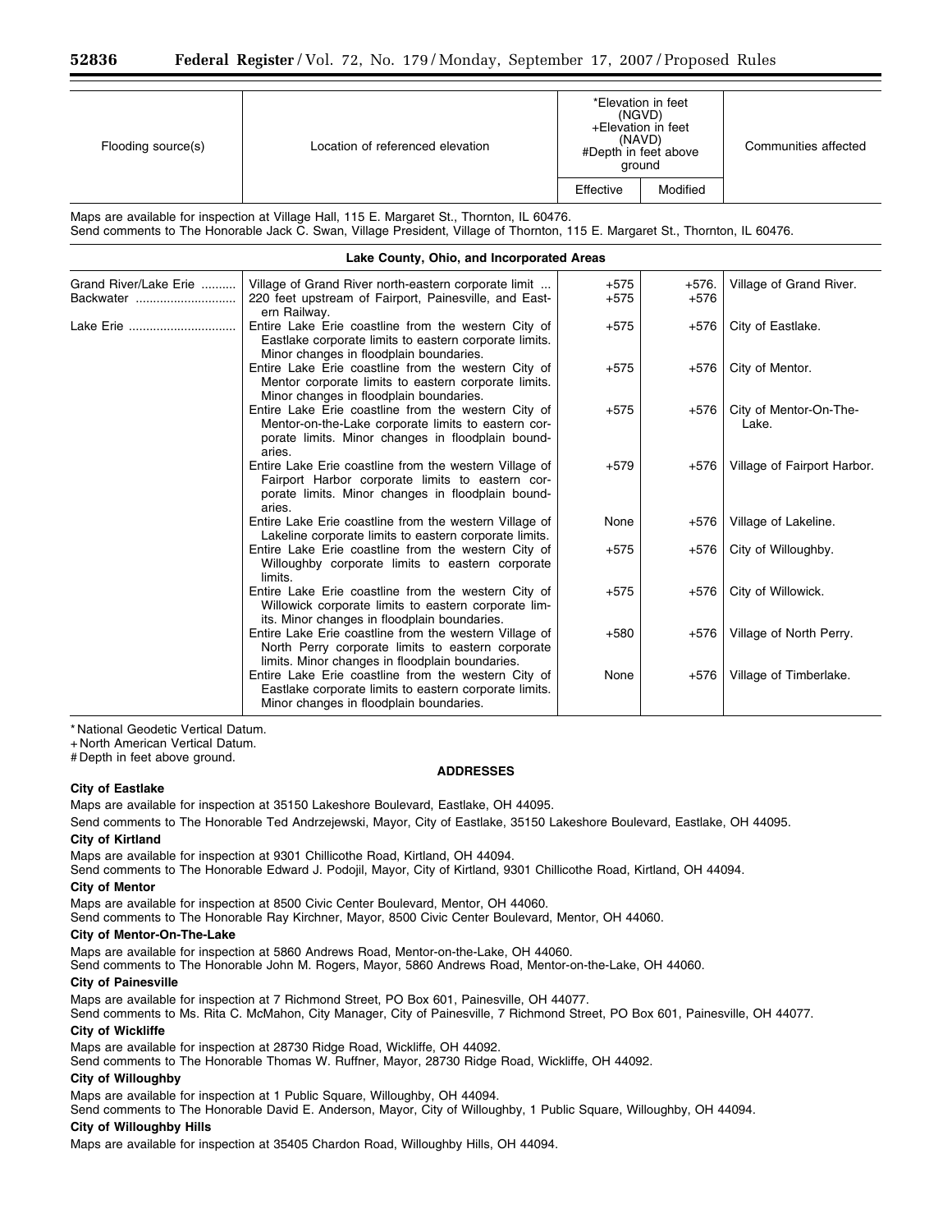| Flooding source(s) | Location of referenced elevation | *Elevation in feet (NGVD) +Elevation in feet (NAVD) #Depth in feet above ground | | Communities affected |
|---|---|---|---|---|
| | | Effective | Modified | |

Maps are available for inspection at Village Hall, 115 E. Margaret St., Thornton, IL 60476.

Send comments to The Honorable Jack C. Swan, Village President, Village of Thornton, 115 E. Margaret St., Thornton, IL 60476.

**Lake County, Ohio, and Incorporated Areas**

| Flooding source(s) | Location of referenced elevation | Effective | Modified | Communities affected |
|---|---|---|---|---|
| Grand River/Lake Erie | Village of Grand River north-eastern corporate limit ... | +575 | +576. | Village of Grand River. |
| Backwater | 220 feet upstream of Fairport, Painesville, and Eastern Railway. | +575 | +576 | |
| Lake Erie | Entire Lake Erie coastline from the western City of Eastlake corporate limits to eastern corporate limits. Minor changes in floodplain boundaries. | +575 | +576 | City of Eastlake. |
| | Entire Lake Erie coastline from the western City of Mentor corporate limits to eastern corporate limits. Minor changes in floodplain boundaries. | +575 | +576 | City of Mentor. |
| | Entire Lake Erie coastline from the western City of Mentor-on-the-Lake corporate limits to eastern corporate limits. Minor changes in floodplain boundaries. | +575 | +576 | City of Mentor-On-The-Lake. |
| | Entire Lake Erie coastline from the western Village of Fairport Harbor corporate limits to eastern corporate limits. Minor changes in floodplain boundaries. | +579 | +576 | Village of Fairport Harbor. |
| | Entire Lake Erie coastline from the western Village of Lakeline corporate limits to eastern corporate limits. | None | +576 | Village of Lakeline. |
| | Entire Lake Erie coastline from the western City of Willoughby corporate limits to eastern corporate limits. | +575 | +576 | City of Willoughby. |
| | Entire Lake Erie coastline from the western City of Willowick corporate limits to eastern corporate limits. Minor changes in floodplain boundaries. | +575 | +576 | City of Willowick. |
| | Entire Lake Erie coastline from the western Village of North Perry corporate limits to eastern corporate limits. Minor changes in floodplain boundaries. | +580 | +576 | Village of North Perry. |
| | Entire Lake Erie coastline from the western City of Eastlake corporate limits to eastern corporate limits. Minor changes in floodplain boundaries. | None | +576 | Village of Timberlake. |

* National Geodetic Vertical Datum.
+ North American Vertical Datum.
# Depth in feet above ground.

**ADDRESSES**

**City of Eastlake**

Maps are available for inspection at 35150 Lakeshore Boulevard, Eastlake, OH 44095.

Send comments to The Honorable Ted Andrzejewski, Mayor, City of Eastlake, 35150 Lakeshore Boulevard, Eastlake, OH 44095.

**City of Kirtland**

Maps are available for inspection at 9301 Chillicothe Road, Kirtland, OH 44094.

Send comments to The Honorable Edward J. Podojil, Mayor, City of Kirtland, 9301 Chillicothe Road, Kirtland, OH 44094.

**City of Mentor**

Maps are available for inspection at 8500 Civic Center Boulevard, Mentor, OH 44060.

Send comments to The Honorable Ray Kirchner, Mayor, 8500 Civic Center Boulevard, Mentor, OH 44060.

**City of Mentor-On-The-Lake**

Maps are available for inspection at 5860 Andrews Road, Mentor-on-the-Lake, OH 44060.

Send comments to The Honorable John M. Rogers, Mayor, 5860 Andrews Road, Mentor-on-the-Lake, OH 44060.

**City of Painesville**

Maps are available for inspection at 7 Richmond Street, PO Box 601, Painesville, OH 44077.

Send comments to Ms. Rita C. McMahon, City Manager, City of Painesville, 7 Richmond Street, PO Box 601, Painesville, OH 44077.

**City of Wickliffe**

Maps are available for inspection at 28730 Ridge Road, Wickliffe, OH 44092.

Send comments to The Honorable Thomas W. Ruffner, Mayor, 28730 Ridge Road, Wickliffe, OH 44092.

**City of Willoughby**

Maps are available for inspection at 1 Public Square, Willoughby, OH 44094.

Send comments to The Honorable David E. Anderson, Mayor, City of Willoughby, 1 Public Square, Willoughby, OH 44094.

**City of Willoughby Hills**

Maps are available for inspection at 35405 Chardon Road, Willoughby Hills, OH 44094.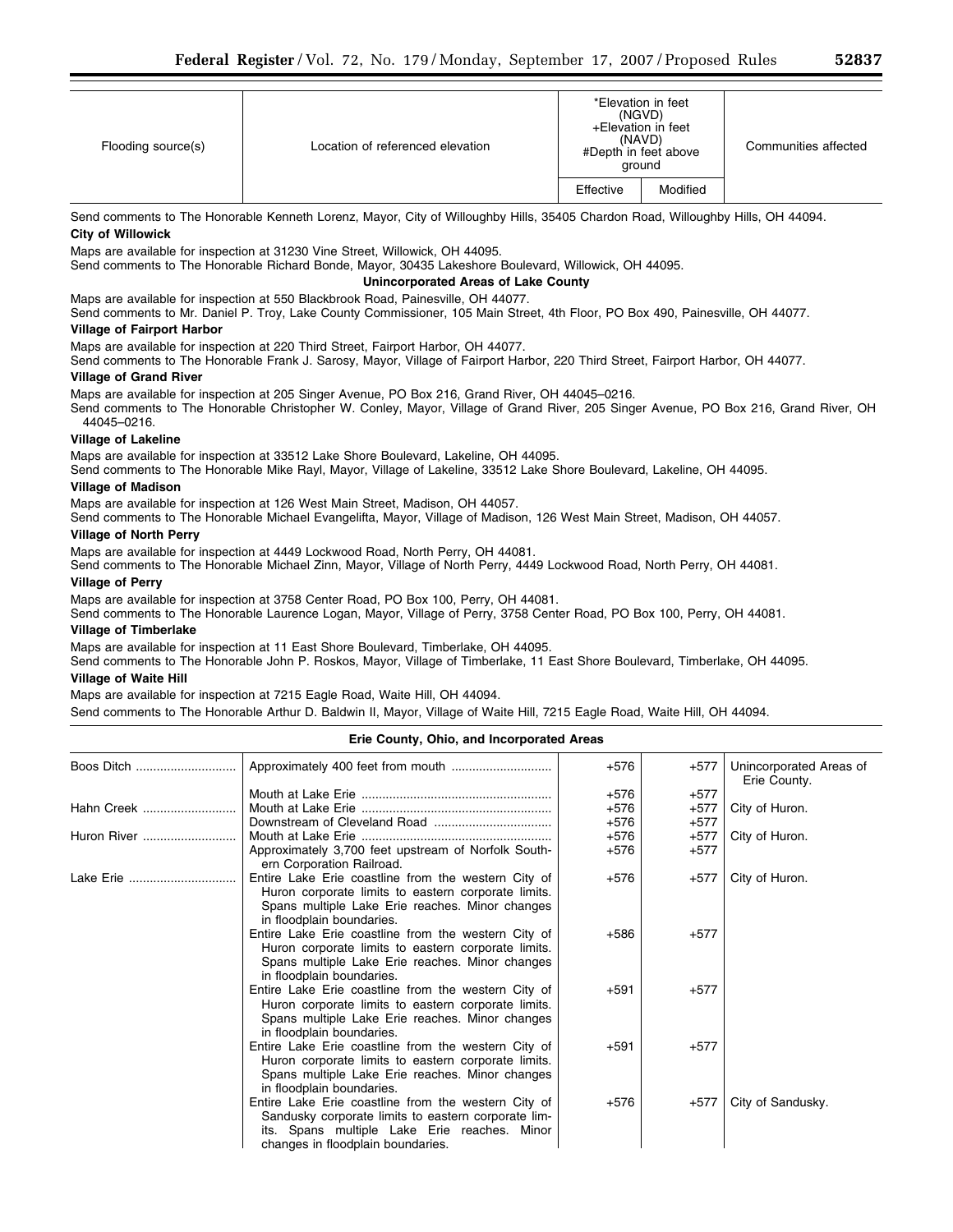| Flooding source(s) | Location of referenced elevation | *Elevation in feet (NGVD) +Elevation in feet (NAVD) #Depth in feet above ground | | Communities affected |
|---|---|---|---|---|
| | | Effective | Modified | |

Send comments to The Honorable Kenneth Lorenz, Mayor, City of Willoughby Hills, 35405 Chardon Road, Willoughby Hills, OH 44094.

**City of Willowick**

Maps are available for inspection at 31230 Vine Street, Willowick, OH 44095.

Send comments to The Honorable Richard Bonde, Mayor, 30435 Lakeshore Boulevard, Willowick, OH 44095.

**Unincorporated Areas of Lake County**

Maps are available for inspection at 550 Blackbrook Road, Painesville, OH 44077.

Send comments to Mr. Daniel P. Troy, Lake County Commissioner, 105 Main Street, 4th Floor, PO Box 490, Painesville, OH 44077.

**Village of Fairport Harbor**

Maps are available for inspection at 220 Third Street, Fairport Harbor, OH 44077.

Send comments to The Honorable Frank J. Sarosy, Mayor, Village of Fairport Harbor, 220 Third Street, Fairport Harbor, OH 44077.

**Village of Grand River**

Maps are available for inspection at 205 Singer Avenue, PO Box 216, Grand River, OH 44045–0216.

Send comments to The Honorable Christopher W. Conley, Mayor, Village of Grand River, 205 Singer Avenue, PO Box 216, Grand River, OH 44045–0216.

**Village of Lakeline**

Maps are available for inspection at 33512 Lake Shore Boulevard, Lakeline, OH 44095.

Send comments to The Honorable Mike Rayl, Mayor, Village of Lakeline, 33512 Lake Shore Boulevard, Lakeline, OH 44095.

**Village of Madison**

Maps are available for inspection at 126 West Main Street, Madison, OH 44057.

Send comments to The Honorable Michael Evangelifta, Mayor, Village of Madison, 126 West Main Street, Madison, OH 44057.

**Village of North Perry**

Maps are available for inspection at 4449 Lockwood Road, North Perry, OH 44081.

Send comments to The Honorable Michael Zinn, Mayor, Village of North Perry, 4449 Lockwood Road, North Perry, OH 44081.

**Village of Perry**

Maps are available for inspection at 3758 Center Road, PO Box 100, Perry, OH 44081.

Send comments to The Honorable Laurence Logan, Mayor, Village of Perry, 3758 Center Road, PO Box 100, Perry, OH 44081.

**Village of Timberlake**

Maps are available for inspection at 11 East Shore Boulevard, Timberlake, OH 44095.

Send comments to The Honorable John P. Roskos, Mayor, Village of Timberlake, 11 East Shore Boulevard, Timberlake, OH 44095.

**Village of Waite Hill**

Maps are available for inspection at 7215 Eagle Road, Waite Hill, OH 44094.

Send comments to The Honorable Arthur D. Baldwin II, Mayor, Village of Waite Hill, 7215 Eagle Road, Waite Hill, OH 44094.

**Erie County, Ohio, and Incorporated Areas**

| Flooding source(s) | Location of referenced elevation | Effective | Modified | Communities affected |
|---|---|---|---|---|
| Boos Ditch | Approximately 400 feet from mouth | +576 | +577 | Unincorporated Areas of Erie County. |
| | Mouth at Lake Erie | +576 | +577 | |
| Hahn Creek | Mouth at Lake Erie | +576 | +577 | City of Huron. |
| | Downstream of Cleveland Road | +576 | +577 | |
| Huron River | Mouth at Lake Erie | +576 | +577 | City of Huron. |
| | Approximately 3,700 feet upstream of Norfolk Southern Corporation Railroad. | +576 | +577 | |
| Lake Erie | Entire Lake Erie coastline from the western City of Huron corporate limits to eastern corporate limits. Spans multiple Lake Erie reaches. Minor changes in floodplain boundaries. | +576 | +577 | City of Huron. |
| | Entire Lake Erie coastline from the western City of Huron corporate limits to eastern corporate limits. Spans multiple Lake Erie reaches. Minor changes in floodplain boundaries. | +586 | +577 | |
| | Entire Lake Erie coastline from the western City of Huron corporate limits to eastern corporate limits. Spans multiple Lake Erie reaches. Minor changes in floodplain boundaries. | +591 | +577 | |
| | Entire Lake Erie coastline from the western City of Huron corporate limits to eastern corporate limits. Spans multiple Lake Erie reaches. Minor changes in floodplain boundaries. | +591 | +577 | |
| | Entire Lake Erie coastline from the western City of Sandusky corporate limits to eastern corporate limits. Spans multiple Lake Erie reaches. Minor changes in floodplain boundaries. | +576 | +577 | City of Sandusky. |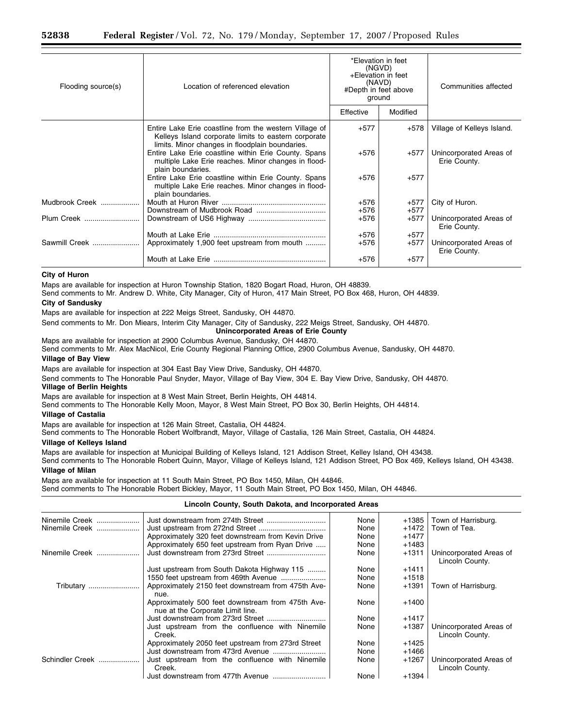| Flooding source(s) | Location of referenced elevation | *Elevation in feet (NGVD) +Elevation in feet (NAVD) #Depth in feet above ground | | Communities affected |
|---|---|---|---|---|
| | | Effective | Modified | |
| | Entire Lake Erie coastline from the western Village of Kelleys Island corporate limits to eastern corporate limits. Minor changes in floodplain boundaries. | +577 | +578 | Village of Kelleys Island. |
| | Entire Lake Erie coastline within Erie County. Spans multiple Lake Erie reaches. Minor changes in floodplain boundaries. | +576 | +577 | Unincorporated Areas of Erie County. |
| | Entire Lake Erie coastline within Erie County. Spans multiple Lake Erie reaches. Minor changes in floodplain boundaries. | +576 | +577 | |
| Mudbrook Creek | Mouth at Huron River | +576 | +577 | City of Huron. |
| | Downstream of Mudbrook Road | +576 | +577 | |
| Plum Creek | Downstream of US6 Highway | +576 | +577 | Unincorporated Areas of Erie County. |
| | Mouth at Lake Erie | +576 | +577 | |
| Sawmill Creek | Approximately 1,900 feet upstream from mouth | +576 | +577 | Unincorporated Areas of Erie County. |
| | Mouth at Lake Erie | +576 | +577 | |

**City of Huron**

Maps are available for inspection at Huron Township Station, 1820 Bogart Road, Huron, OH 48839.

Send comments to Mr. Andrew D. White, City Manager, City of Huron, 417 Main Street, PO Box 468, Huron, OH 44839.

**City of Sandusky**

Maps are available for inspection at 222 Meigs Street, Sandusky, OH 44870.

Send comments to Mr. Don Miears, Interim City Manager, City of Sandusky, 222 Meigs Street, Sandusky, OH 44870.

**Unincorporated Areas of Erie County**

Maps are available for inspection at 2900 Columbus Avenue, Sandusky, OH 44870.

Send comments to Mr. Alex MacNicol, Erie County Regional Planning Office, 2900 Columbus Avenue, Sandusky, OH 44870.

**Village of Bay View**

Maps are available for inspection at 304 East Bay View Drive, Sandusky, OH 44870.

Send comments to The Honorable Paul Snyder, Mayor, Village of Bay View, 304 E. Bay View Drive, Sandusky, OH 44870.

**Village of Berlin Heights**

Maps are available for inspection at 8 West Main Street, Berlin Heights, OH 44814.

Send comments to The Honorable Kelly Moon, Mayor, 8 West Main Street, PO Box 30, Berlin Heights, OH 44814.

**Village of Castalia**

Maps are available for inspection at 126 Main Street, Castalia, OH 44824.

Send comments to The Honorable Robert Wolfbrandt, Mayor, Village of Castalia, 126 Main Street, Castalia, OH 44824.

**Village of Kelleys Island**

Maps are available for inspection at Municipal Building of Kelleys Island, 121 Addison Street, Kelley Island, OH 43438.

Send comments to The Honorable Robert Quinn, Mayor, Village of Kelleys Island, 121 Addison Street, PO Box 469, Kelleys Island, OH 43438.

**Village of Milan**

Maps are available for inspection at 11 South Main Street, PO Box 1450, Milan, OH 44846.

Send comments to The Honorable Robert Bickley, Mayor, 11 South Main Street, PO Box 1450, Milan, OH 44846.

**Lincoln County, South Dakota, and Incorporated Areas**

| Flooding source(s) | Location of referenced elevation | Effective | Modified | Communities affected |
|---|---|---|---|---|
| Ninemile Creek | Just downstream from 274th Street | None | +1385 | Town of Harrisburg. |
| Ninemile Creek | Just upstream from 272nd Street | None | +1472 | Town of Tea. |
| | Approximately 320 feet downstream from Kevin Drive | None | +1477 | |
| | Approximately 650 feet upstream from Ryan Drive | None | +1483 | |
| Ninemile Creek | Just downstream from 273rd Street | None | +1311 | Unincorporated Areas of Lincoln County. |
| | Just upstream from South Dakota Highway 115 | None | +1411 | |
| | 1550 feet upstream from 469th Avenue | None | +1518 | |
| Tributary | Approximately 2150 feet downstream from 475th Avenue. | None | +1391 | Town of Harrisburg. |
| | Approximately 500 feet downstream from 475th Avenue at the Corporate Limit line. | None | +1400 | |
| | Just downstream from 273rd Street | None | +1417 | |
| | Just upstream from the confluence with Ninemile Creek. | None | +1387 | Unincorporated Areas of Lincoln County. |
| | Approximately 2050 feet upstream from 273rd Street | None | +1425 | |
| | Just downstream from 473rd Avenue | None | +1466 | |
| Schindler Creek | Just upstream from the confluence with Ninemile Creek. | None | +1267 | Unincorporated Areas of Lincoln County. |
| | Just downstream from 477th Avenue | None | +1394 | |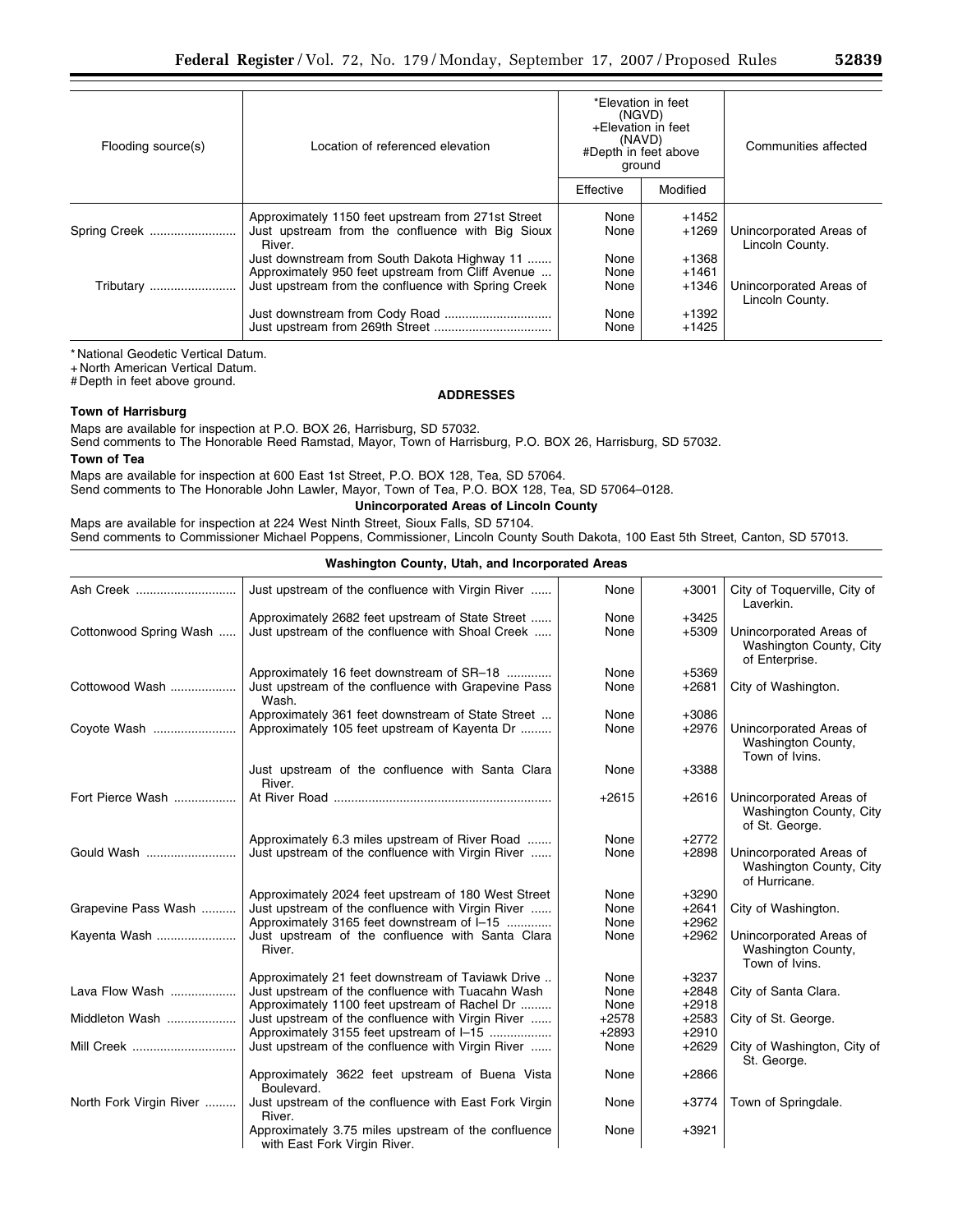| Flooding source(s) | Location of referenced elevation | *Elevation in feet (NGVD) +Elevation in feet (NAVD) #Depth in feet above ground | | Communities affected |
|---|---|---|---|---|
| | | Effective | Modified | |
| | Approximately 1150 feet upstream from 271st Street | None | +1452 | |
| Spring Creek | Just upstream from the confluence with Big Sioux River. | None | +1269 | Unincorporated Areas of Lincoln County. |
| | Just downstream from South Dakota Highway 11 | None | +1368 | |
| | Approximately 950 feet upstream from Cliff Avenue | None | +1461 | |
| Tributary | Just upstream from the confluence with Spring Creek | None | +1346 | Unincorporated Areas of Lincoln County. |
| | Just downstream from Cody Road | None | +1392 | |
| | Just upstream from 269th Street | None | +1425 | |

* National Geodetic Vertical Datum.
+ North American Vertical Datum.
# Depth in feet above ground.

**ADDRESSES**

**Town of Harrisburg**

Maps are available for inspection at P.O. BOX 26, Harrisburg, SD 57032.
Send comments to The Honorable Reed Ramstad, Mayor, Town of Harrisburg, P.O. BOX 26, Harrisburg, SD 57032.

**Town of Tea**

Maps are available for inspection at 600 East 1st Street, P.O. BOX 128, Tea, SD 57064.
Send comments to The Honorable John Lawler, Mayor, Town of Tea, P.O. BOX 128, Tea, SD 57064–0128.

**Unincorporated Areas of Lincoln County**

Maps are available for inspection at 224 West Ninth Street, Sioux Falls, SD 57104.
Send comments to Commissioner Michael Poppens, Commissioner, Lincoln County South Dakota, 100 East 5th Street, Canton, SD 57013.

**Washington County, Utah, and Incorporated Areas**

| Flooding source(s) | Location of referenced elevation | Effective | Modified | Communities affected |
|---|---|---|---|---|
| Ash Creek | Just upstream of the confluence with Virgin River | None | +3001 | City of Toquerville, City of Laverkin. |
| | Approximately 2682 feet upstream of State Street | None | +3425 | |
| Cottonwood Spring Wash | Just upstream of the confluence with Shoal Creek | None | +5309 | Unincorporated Areas of Washington County, City of Enterprise. |
| | Approximately 16 feet downstream of SR–18 | None | +5369 | |
| Cottowood Wash | Just upstream of the confluence with Grapevine Pass Wash. | None | +2681 | City of Washington. |
| | Approximately 361 feet downstream of State Street | None | +3086 | |
| Coyote Wash | Approximately 105 feet upstream of Kayenta Dr | None | +2976 | Unincorporated Areas of Washington County, Town of Ivins. |
| | Just upstream of the confluence with Santa Clara River. | None | +3388 | |
| Fort Pierce Wash | At River Road | +2615 | +2616 | Unincorporated Areas of Washington County, City of St. George. |
| | Approximately 6.3 miles upstream of River Road | None | +2772 | |
| Gould Wash | Just upstream of the confluence with Virgin River | None | +2898 | Unincorporated Areas of Washington County, City of Hurricane. |
| | Approximately 2024 feet upstream of 180 West Street | None | +3290 | |
| Grapevine Pass Wash | Just upstream of the confluence with Virgin River | None | +2641 | City of Washington. |
| | Approximately 3165 feet downstream of I–15 | None | +2962 | |
| Kayenta Wash | Just upstream of the confluence with Santa Clara River. | None | +2962 | Unincorporated Areas of Washington County, Town of Ivins. |
| | Approximately 21 feet downstream of Taviawk Drive | None | +3237 | |
| Lava Flow Wash | Just upstream of the confluence with Tuacahn Wash | None | +2848 | City of Santa Clara. |
| | Approximately 1100 feet upstream of Rachel Dr | None | +2918 | |
| Middleton Wash | Just upstream of the confluence with Virgin River | +2578 | +2583 | City of St. George. |
| | Approximately 3155 feet upstream of I–15 | +2893 | +2910 | |
| Mill Creek | Just upstream of the confluence with Virgin River | None | +2629 | City of Washington, City of St. George. |
| | Approximately 3622 feet upstream of Buena Vista Boulevard. | None | +2866 | |
| North Fork Virgin River | Just upstream of the confluence with East Fork Virgin River. | None | +3774 | Town of Springdale. |
| | Approximately 3.75 miles upstream of the confluence with East Fork Virgin River. | None | +3921 | |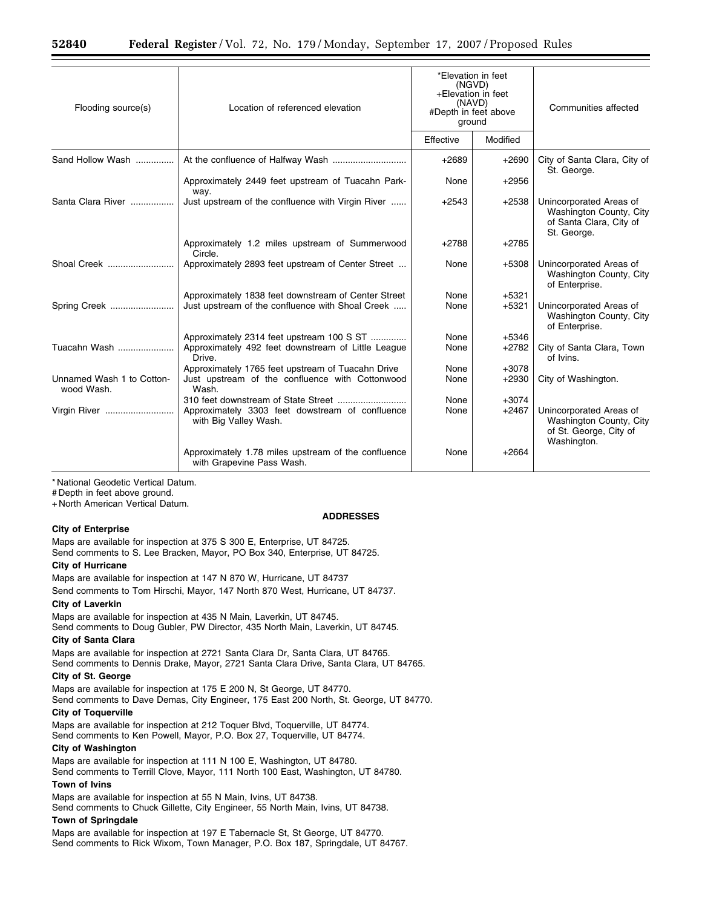| Flooding source(s) | Location of referenced elevation | *Elevation in feet (NGVD) +Elevation in feet (NAVD) #Depth in feet above ground | | Communities affected |
|---|---|---|---|---|
| | | Effective | Modified | |
| Sand Hollow Wash | At the confluence of Halfway Wash | +2689 | +2690 | City of Santa Clara, City of St. George. |
| | Approximately 2449 feet upstream of Tuacahn Parkway. | None | +2956 | |
| Santa Clara River | Just upstream of the confluence with Virgin River | +2543 | +2538 | Unincorporated Areas of Washington County, City of Santa Clara, City of St. George. |
| | Approximately 1.2 miles upstream of Summerwood Circle. | +2788 | +2785 | |
| Shoal Creek | Approximately 2893 feet upstream of Center Street | None | +5308 | Unincorporated Areas of Washington County, City of Enterprise. |
| | Approximately 1838 feet downstream of Center Street | None | +5321 | |
| Spring Creek | Just upstream of the confluence with Shoal Creek | None | +5321 | Unincorporated Areas of Washington County, City of Enterprise. |
| | Approximately 2314 feet upstream 100 S ST | None | +5346 | |
| Tuacahn Wash | Approximately 492 feet downstream of Little League Drive. | None | +2782 | City of Santa Clara, Town of Ivins. |
| | Approximately 1765 feet upstream of Tuacahn Drive | None | +3078 | |
| Unnamed Wash 1 to Cottonwood Wash. | Just upstream of the confluence with Cottonwood Wash. | None | +2930 | City of Washington. |
| | 310 feet downstream of State Street | None | +3074 | |
| Virgin River | Approximately 3303 feet dowstream of confluence with Big Valley Wash. | None | +2467 | Unincorporated Areas of Washington County, City of St. George, City of Washington. |
| | Approximately 1.78 miles upstream of the confluence with Grapevine Pass Wash. | None | +2664 | |

* National Geodetic Vertical Datum.
# Depth in feet above ground.
+ North American Vertical Datum.

**ADDRESSES**

**City of Enterprise**

Maps are available for inspection at 375 S 300 E, Enterprise, UT 84725.
Send comments to S. Lee Bracken, Mayor, PO Box 340, Enterprise, UT 84725.

**City of Hurricane**

Maps are available for inspection at 147 N 870 W, Hurricane, UT 84737
Send comments to Tom Hirschi, Mayor, 147 North 870 West, Hurricane, UT 84737.

**City of Laverkin**

Maps are available for inspection at 435 N Main, Laverkin, UT 84745.
Send comments to Doug Gubler, PW Director, 435 North Main, Laverkin, UT 84745.

**City of Santa Clara**

Maps are available for inspection at 2721 Santa Clara Dr, Santa Clara, UT 84765.
Send comments to Dennis Drake, Mayor, 2721 Santa Clara Drive, Santa Clara, UT 84765.

**City of St. George**

Maps are available for inspection at 175 E 200 N, St George, UT 84770.
Send comments to Dave Demas, City Engineer, 175 East 200 North, St. George, UT 84770.

**City of Toquerville**

Maps are available for inspection at 212 Toquer Blvd, Toquerville, UT 84774.
Send comments to Ken Powell, Mayor, P.O. Box 27, Toquerville, UT 84774.

**City of Washington**

Maps are available for inspection at 111 N 100 E, Washington, UT 84780.
Send comments to Terrill Clove, Mayor, 111 North 100 East, Washington, UT 84780.

**Town of Ivins**

Maps are available for inspection at 55 N Main, Ivins, UT 84738.
Send comments to Chuck Gillette, City Engineer, 55 North Main, Ivins, UT 84738.

**Town of Springdale**

Maps are available for inspection at 197 E Tabernacle St, St George, UT 84770.
Send comments to Rick Wixom, Town Manager, P.O. Box 187, Springdale, UT 84767.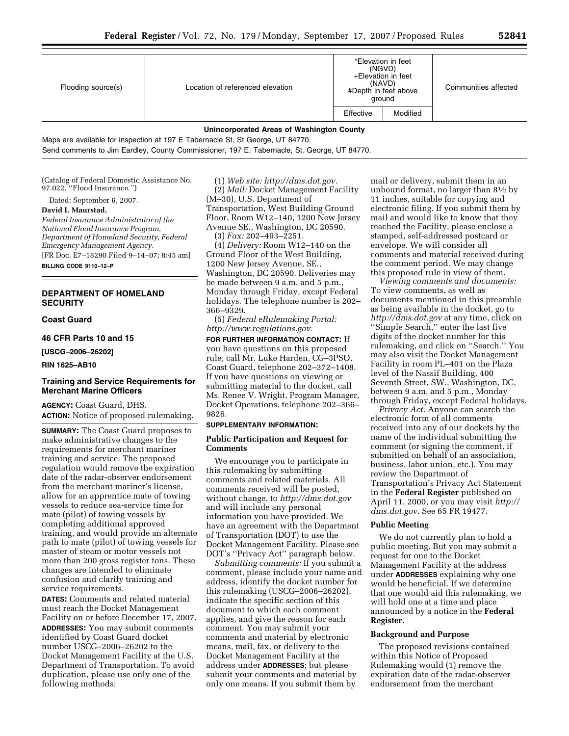| Flooding source(s) | Location of referenced elevation | *Elevation in feet (NGVD) +Elevation in feet (NAVD) #Depth in feet above ground | | Communities affected |
|---|---|---|---|---|
| | | Effective | Modified | |

**Unincorporated Areas of Washington County**

Maps are available for inspection at 197 E Tabernacle St, St George, UT 84770.

Send comments to Jim Eardley, County Commissioner, 197 E. Tabernacle, St. George, UT 84770.

(Catalog of Federal Domestic Assistance No. 97.022, ''Flood Insurance.'')

Dated: September 6, 2007.

**David I. Maurstad,**

*Federal Insurance Administrator of the National Flood Insurance Program, Department of Homeland Security, Federal Emergency Management Agency.*

[FR Doc. E7–18290 Filed 9–14–07; 8:45 am]

**BILLING CODE 9110–12–P**

## DEPARTMENT OF HOMELAND SECURITY

### Coast Guard

### 46 CFR Parts 10 and 15

**[USCG–2006–26202]**

**RIN 1625–AB10**

### Training and Service Requirements for Merchant Marine Officers

**AGENCY:** Coast Guard, DHS.

**ACTION:** Notice of proposed rulemaking.

**SUMMARY:** The Coast Guard proposes to make administrative changes to the requirements for merchant mariner training and service. The proposed regulation would remove the expiration date of the radar-observer endorsement from the merchant mariner's license, allow for an apprentice mate of towing vessels to reduce sea-service time for mate (pilot) of towing vessels by completing additional approved training, and would provide an alternate path to mate (pilot) of towing vessels for master of steam or motor vessels not more than 200 gross register tons. These changes are intended to eliminate confusion and clarify training and service requirements.

**DATES:** Comments and related material must reach the Docket Management Facility on or before December 17, 2007.

**ADDRESSES:** You may submit comments identified by Coast Guard docket number USCG–2006–26202 to the Docket Management Facility at the U.S. Department of Transportation. To avoid duplication, please use only one of the following methods:

(1) *Web site: http://dms.dot.gov.*

(2) *Mail:* Docket Management Facility (M–30), U.S. Department of Transportation, West Building Ground Floor, Room W12–140, 1200 New Jersey Avenue SE., Washington, DC 20590.

(3) *Fax:* 202–493–2251.

(4) *Delivery:* Room W12–140 on the Ground Floor of the West Building, 1200 New Jersey Avenue, SE., Washington, DC 20590. Deliveries may be made between 9 a.m. and 5 p.m., Monday through Friday, except Federal holidays. The telephone number is 202–366–9329.

(5) *Federal eRulemaking Portal: http://www.regulations.gov.*

**FOR FURTHER INFORMATION CONTACT:** If you have questions on this proposed rule, call Mr. Luke Harden, CG–3PSO, Coast Guard, telephone 202–372–1408. If you have questions on viewing or submitting material to the docket, call Ms. Renee V. Wright, Program Manager, Docket Operations, telephone 202–366–9826.

**SUPPLEMENTARY INFORMATION:**

#### Public Participation and Request for Comments

We encourage you to participate in this rulemaking by submitting comments and related materials. All comments received will be posted, without change, to *http://dms.dot.gov* and will include any personal information you have provided. We have an agreement with the Department of Transportation (DOT) to use the Docket Management Facility. Please see DOT's ''Privacy Act'' paragraph below.

*Submitting comments:* If you submit a comment, please include your name and address, identify the docket number for this rulemaking (USCG–2006–26202), indicate the specific section of this document to which each comment applies, and give the reason for each comment. You may submit your comments and material by electronic means, mail, fax, or delivery to the Docket Management Facility at the address under **ADDRESSES**; but please submit your comments and material by only one means. If you submit them by mail or delivery, submit them in an unbound format, no larger than 8½ by 11 inches, suitable for copying and electronic filing. If you submit them by mail and would like to know that they reached the Facility, please enclose a stamped, self-addressed postcard or envelope. We will consider all comments and material received during the comment period. We may change this proposed rule in view of them.

*Viewing comments and documents:* To view comments, as well as documents mentioned in this preamble as being available in the docket, go to *http://dms.dot.gov* at any time, click on ''Simple Search,'' enter the last five digits of the docket number for this rulemaking, and click on ''Search.'' You may also visit the Docket Management Facility in room PL–401 on the Plaza level of the Nassif Building, 400 Seventh Street, SW., Washington, DC, between 9 a.m. and 5 p.m., Monday through Friday, except Federal holidays.

*Privacy Act:* Anyone can search the electronic form of all comments received into any of our dockets by the name of the individual submitting the comment (or signing the comment, if submitted on behalf of an association, business, labor union, etc.). You may review the Department of Transportation's Privacy Act Statement in the **Federal Register** published on April 11, 2000, or you may visit *http://dms.dot.gov.* See 65 FR 19477.

#### Public Meeting

We do not currently plan to hold a public meeting. But you may submit a request for one to the Docket Management Facility at the address under **ADDRESSES** explaining why one would be beneficial. If we determine that one would aid this rulemaking, we will hold one at a time and place announced by a notice in the **Federal Register**.

#### Background and Purpose

The proposed revisions contained within this Notice of Proposed Rulemaking would (1) remove the expiration date of the radar-observer endorsement from the merchant